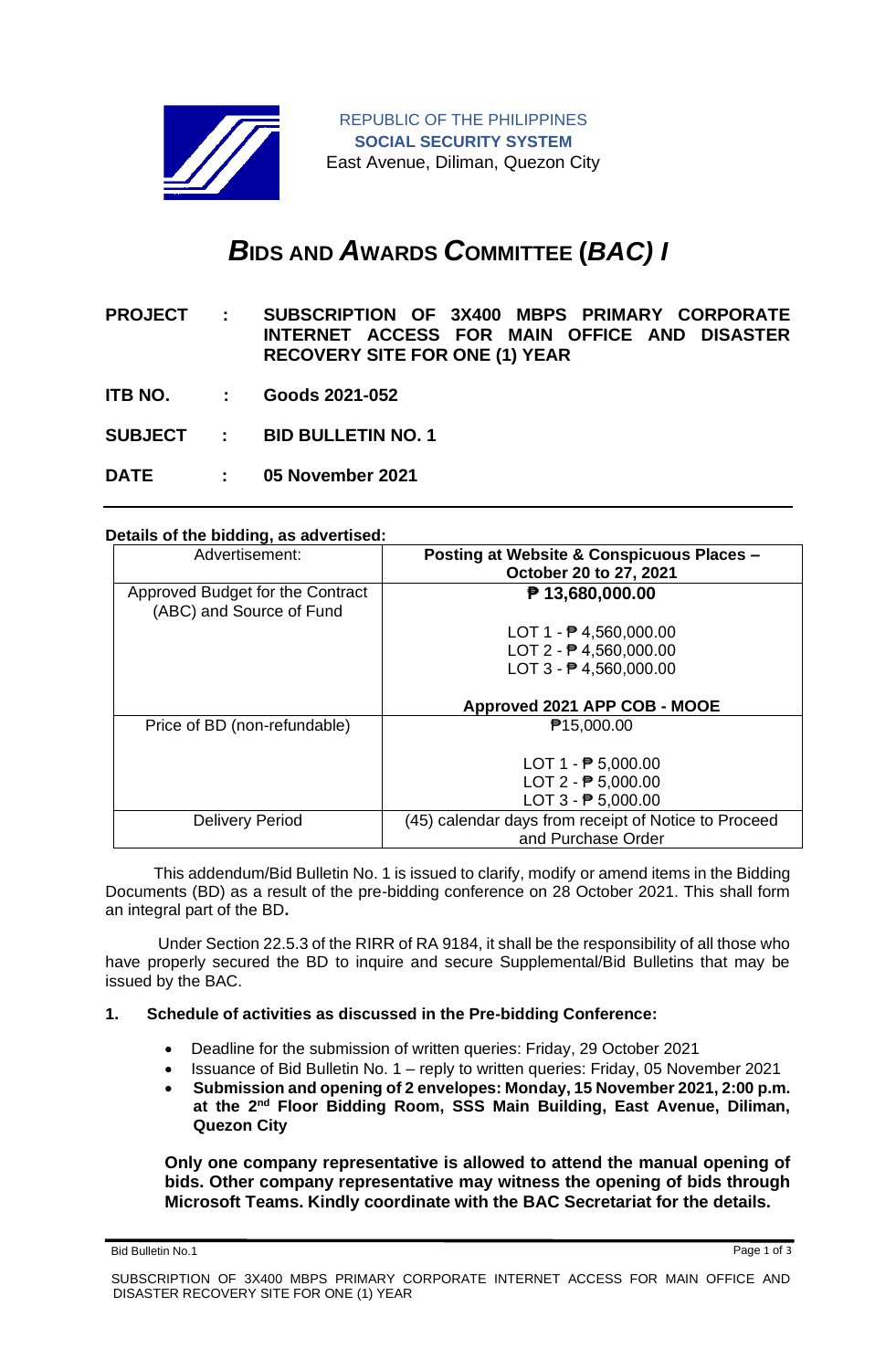REPUBLIC OF THE PHILIPPINES
**SOCIAL SECURITY SYSTEM**
East Avenue, Diliman, Quezon City

# *B*IDS AND *A*WARDS *C*OMMITTEE (*BAC) I*

**PROJECT : SUBSCRIPTION OF 3X400 MBPS PRIMARY CORPORATE INTERNET ACCESS FOR MAIN OFFICE AND DISASTER RECOVERY SITE FOR ONE (1) YEAR**

**ITB NO. : Goods 2021-052**

**SUBJECT : BID BULLETIN NO. 1**

**DATE : 05 November 2021**

---

**Details of the bidding, as advertised:**

| Advertisement: | **Posting at Website & Conspicuous Places – October 20 to 27, 2021** |
|---|---|
| Approved Budget for the Contract (ABC) and Source of Fund | **₱ 13,680,000.00**<br><br>LOT 1 - ₱ 4,560,000.00<br>LOT 2 - ₱ 4,560,000.00<br>LOT 3 - ₱ 4,560,000.00<br><br>**Approved 2021 APP COB - MOOE** |
| Price of BD (non-refundable) | ₱15,000.00<br><br>LOT 1 - ₱ 5,000.00<br>LOT 2 - ₱ 5,000.00<br>LOT 3 - ₱ 5,000.00 |
| Delivery Period | (45) calendar days from receipt of Notice to Proceed and Purchase Order |

This addendum/Bid Bulletin No. 1 is issued to clarify, modify or amend items in the Bidding Documents (BD) as a result of the pre-bidding conference on 28 October 2021. This shall form an integral part of the BD**.**

Under Section 22.5.3 of the RIRR of RA 9184, it shall be the responsibility of all those who have properly secured the BD to inquire and secure Supplemental/Bid Bulletins that may be issued by the BAC.

**1. Schedule of activities as discussed in the Pre-bidding Conference:**

- Deadline for the submission of written queries: Friday, 29 October 2021
- Issuance of Bid Bulletin No. 1 – reply to written queries: Friday, 05 November 2021
- **Submission and opening of 2 envelopes: Monday, 15 November 2021, 2:00 p.m. at the 2nd Floor Bidding Room, SSS Main Building, East Avenue, Diliman, Quezon City**

**Only one company representative is allowed to attend the manual opening of bids. Other company representative may witness the opening of bids through Microsoft Teams. Kindly coordinate with the BAC Secretariat for the details.**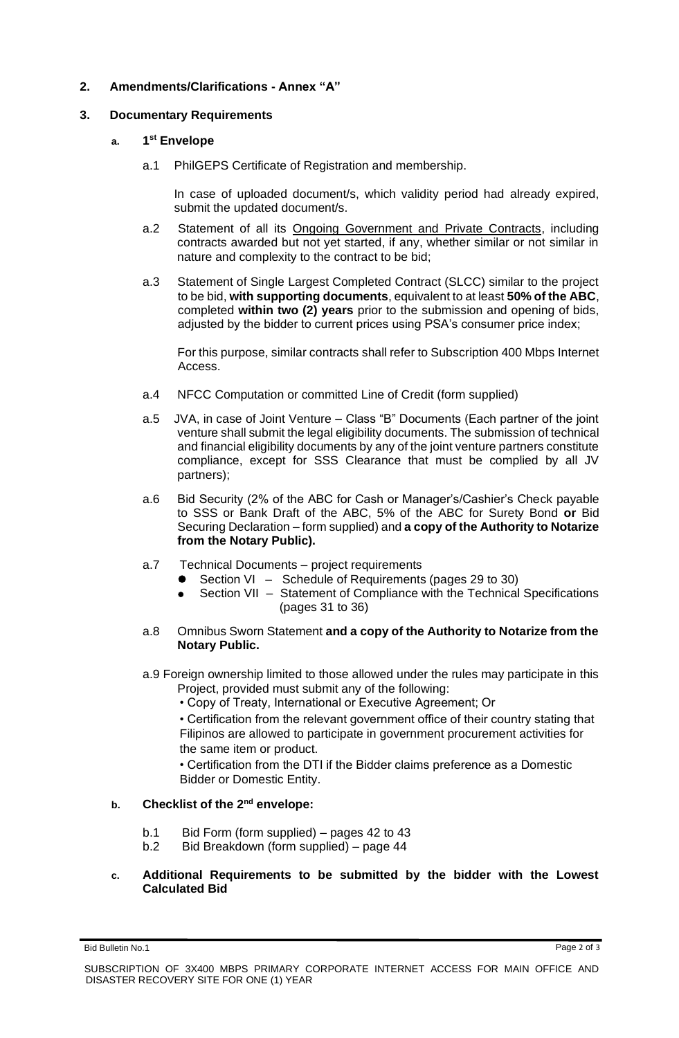**2. Amendments/Clarifications - Annex "A"**

**3. Documentary Requirements**

**a. 1st Envelope**

a.1 PhilGEPS Certificate of Registration and membership.

In case of uploaded document/s, which validity period had already expired, submit the updated document/s.

a.2 Statement of all its Ongoing Government and Private Contracts, including contracts awarded but not yet started, if any, whether similar or not similar in nature and complexity to the contract to be bid;

a.3 Statement of Single Largest Completed Contract (SLCC) similar to the project to be bid, **with supporting documents**, equivalent to at least **50% of the ABC**, completed **within two (2) years** prior to the submission and opening of bids, adjusted by the bidder to current prices using PSA's consumer price index;

For this purpose, similar contracts shall refer to Subscription 400 Mbps Internet Access.

a.4 NFCC Computation or committed Line of Credit (form supplied)

a.5 JVA, in case of Joint Venture – Class "B" Documents (Each partner of the joint venture shall submit the legal eligibility documents. The submission of technical and financial eligibility documents by any of the joint venture partners constitute compliance, except for SSS Clearance that must be complied by all JV partners);

a.6 Bid Security (2% of the ABC for Cash or Manager's/Cashier's Check payable to SSS or Bank Draft of the ABC, 5% of the ABC for Surety Bond **or** Bid Securing Declaration – form supplied) and **a copy of the Authority to Notarize from the Notary Public).**

a.7 Technical Documents – project requirements

- Section VI – Schedule of Requirements (pages 29 to 30)
- Section VII – Statement of Compliance with the Technical Specifications (pages 31 to 36)

a.8 Omnibus Sworn Statement **and a copy of the Authority to Notarize from the Notary Public.**

a.9 Foreign ownership limited to those allowed under the rules may participate in this Project, provided must submit any of the following:

- Copy of Treaty, International or Executive Agreement; Or
- Certification from the relevant government office of their country stating that Filipinos are allowed to participate in government procurement activities for the same item or product.
- Certification from the DTI if the Bidder claims preference as a Domestic Bidder or Domestic Entity.

**b. Checklist of the 2nd envelope:**

b.1 Bid Form (form supplied) – pages 42 to 43

b.2 Bid Breakdown (form supplied) – page 44

**c. Additional Requirements to be submitted by the bidder with the Lowest Calculated Bid**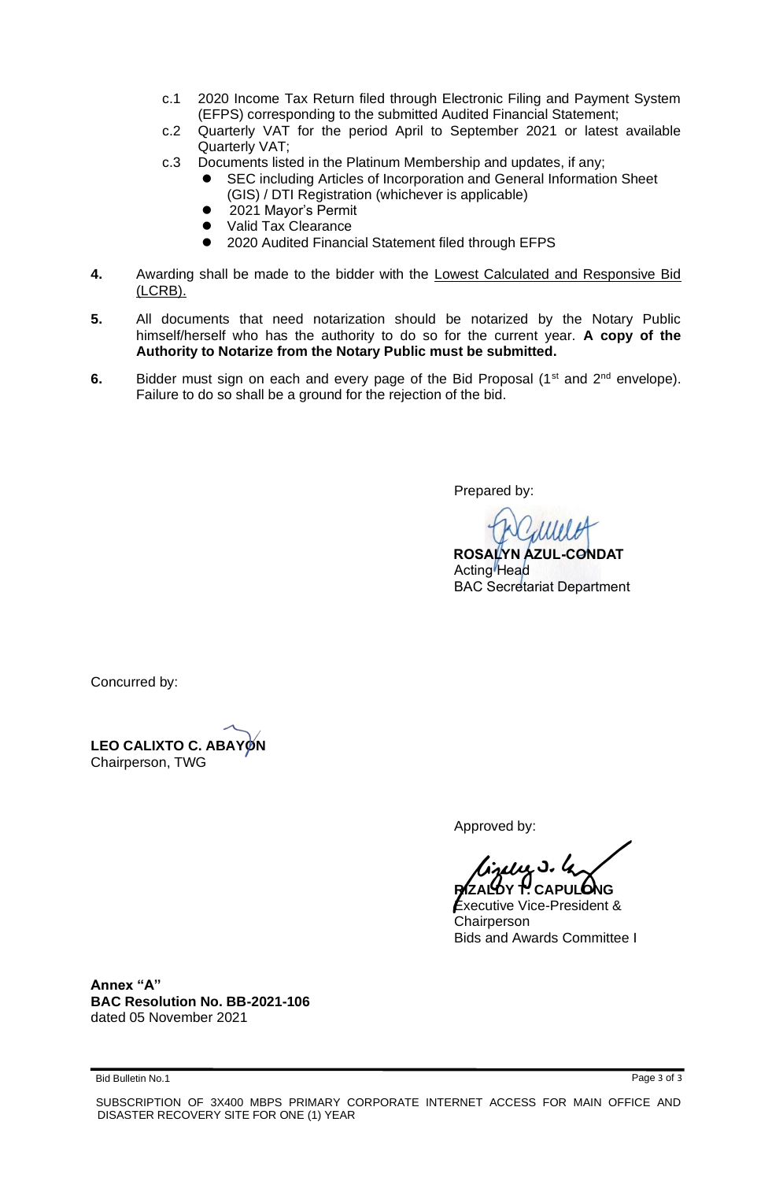c.1 2020 Income Tax Return filed through Electronic Filing and Payment System (EFPS) corresponding to the submitted Audited Financial Statement;

c.2 Quarterly VAT for the period April to September 2021 or latest available Quarterly VAT;

c.3 Documents listed in the Platinum Membership and updates, if any;

- SEC including Articles of Incorporation and General Information Sheet (GIS) / DTI Registration (whichever is applicable)
- 2021 Mayor's Permit
- Valid Tax Clearance
- 2020 Audited Financial Statement filed through EFPS

**4.** Awarding shall be made to the bidder with the Lowest Calculated and Responsive Bid (LCRB).

**5.** All documents that need notarization should be notarized by the Notary Public himself/herself who has the authority to do so for the current year. **A copy of the Authority to Notarize from the Notary Public must be submitted.**

**6.** Bidder must sign on each and every page of the Bid Proposal (1st and 2nd envelope). Failure to do so shall be a ground for the rejection of the bid.

Prepared by:

**ROSALYN AZUL-CONDAT**
Acting Head
BAC Secretariat Department

Concurred by:

**LEO CALIXTO C. ABAYON**
Chairperson, TWG

Approved by:

**RIZALDY T. CAPULONG**
Executive Vice-President &
Chairperson
Bids and Awards Committee I

**Annex "A"**
**BAC Resolution No. BB-2021-106**
dated 05 November 2021

Bid Bulletin No.1

SUBSCRIPTION OF 3X400 MBPS PRIMARY CORPORATE INTERNET ACCESS FOR MAIN OFFICE AND DISASTER RECOVERY SITE FOR ONE (1) YEAR